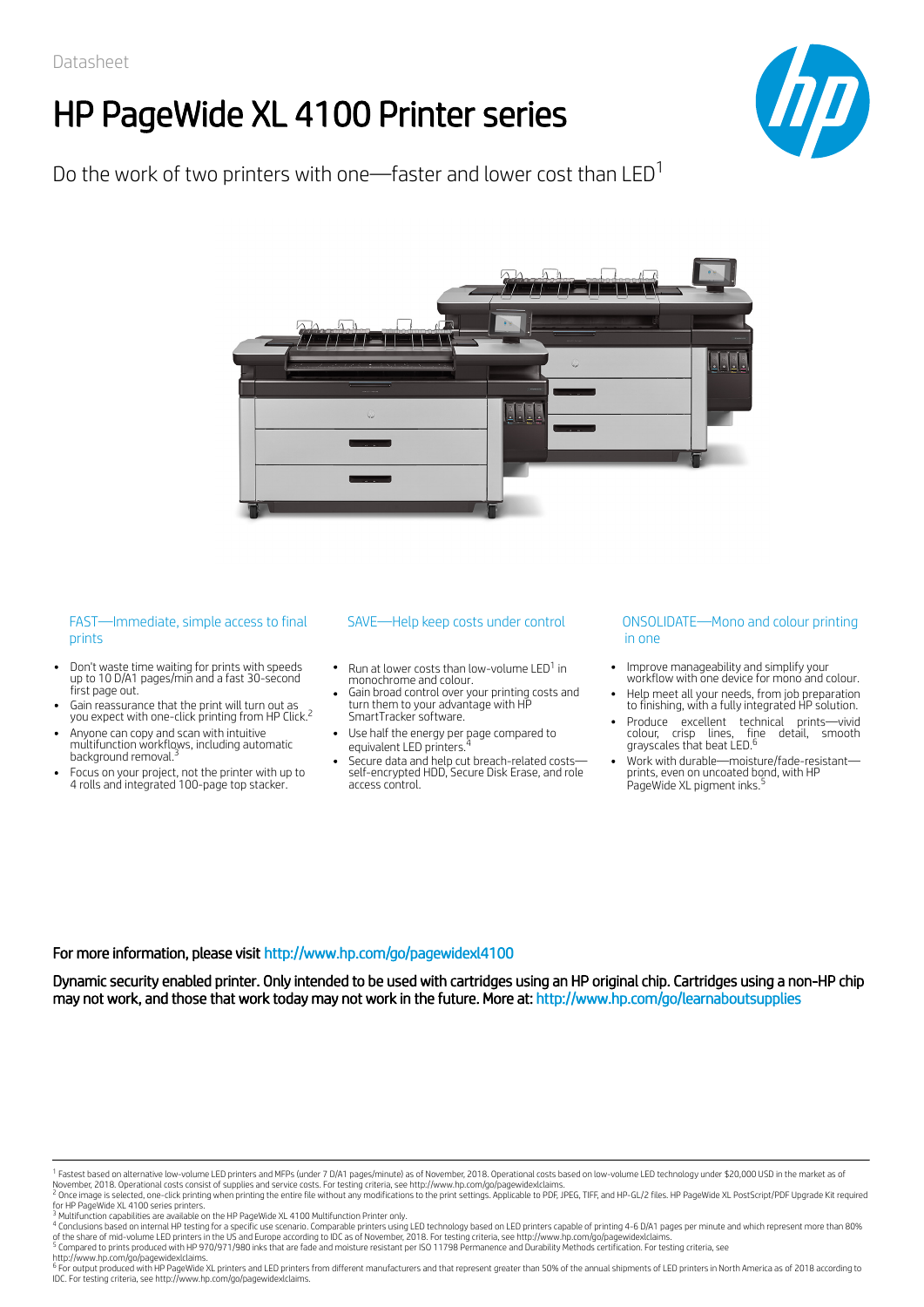Datasheet

# HP PageWide XL 4100 Printer series

Do the work of two printers with one—faster and lower cost than LED[1]

### FAST—Immediate, simple access to final prints

- Don't waste time waiting for prints with speeds up to 10 D/A1 pages/min and a fast 30-second first page out.
- Gain reassurance that the print will turn out as you expect with one-click printing from HP Click.[2]
- Anyone can copy and scan with intuitive multifunction workflows, including automatic background removal.[3]
- Focus on your project, not the printer with up to 4 rolls and integrated 100-page top stacker.

### SAVE—Help keep costs under control

- Run at lower costs than low-volume LED[1] in monochrome and colour.
- Gain broad control over your printing costs and turn them to your advantage with HP SmartTracker software.
- Use half the energy per page compared to equivalent LED printers.[4]
- Secure data and help cut breach-related costs—self-encrypted HDD, Secure Disk Erase, and role access control.

### ONSOLIDATE—Mono and colour printing in one

- Improve manageability and simplify your workflow with one device for mono and colour.
- Help meet all your needs, from job preparation to finishing, with a fully integrated HP solution.
- Produce excellent technical prints—vivid colour, crisp lines, fine detail, smooth grayscales that beat LED.[6]
- Work with durable—moisture/fade-resistant—prints, even on uncoated bond, with HP PageWide XL pigment inks.[5]

**For more information, please visit** http://www.hp.com/go/pagewidexl4100

**Dynamic security enabled printer. Only intended to be used with cartridges using an HP original chip. Cartridges using a non-HP chip may not work, and those that work today may not work in the future. More at:** http://www.hp.com/go/learnaboutsupplies

[1] Fastest based on alternative low-volume LED printers and MFPs (under 7 D/A1 pages/minute) as of November, 2018. Operational costs based on low-volume LED technology under $20,000 USD in the market as of November, 2018. Operational costs consist of supplies and service costs. For testing criteria, see http://www.hp.com/go/pagewidexlclaims.

[2] Once image is selected, one-click printing when printing the entire file without any modifications to the print settings. Applicable to PDF, JPEG, TIFF, and HP-GL/2 files. HP PageWide XL PostScript/PDF Upgrade Kit required for HP PageWide XL 4100 series printers.

[3] Multifunction capabilities are available on the HP PageWide XL 4100 Multifunction Printer only.

[4] Conclusions based on internal HP testing for a specific use scenario. Comparable printers using LED technology based on LED printers capable of printing 4-6 D/A1 pages per minute and which represent more than 80% of the share of mid-volume LED printers in the US and Europe according to IDC as of November, 2018. For testing criteria, see http://www.hp.com/go/pagewidexlclaims.

[5] Compared to prints produced with HP 970/971/980 inks that are fade and moisture resistant per ISO 11798 Permanence and Durability Methods certification. For testing criteria, see http://www.hp.com/go/pagewidexlclaims.

[6] For output produced with HP PageWide XL printers and LED printers from different manufacturers and that represent greater than 50% of the annual shipments of LED printers in North America as of 2018 according to IDC. For testing criteria, see http://www.hp.com/go/pagewidexlclaims.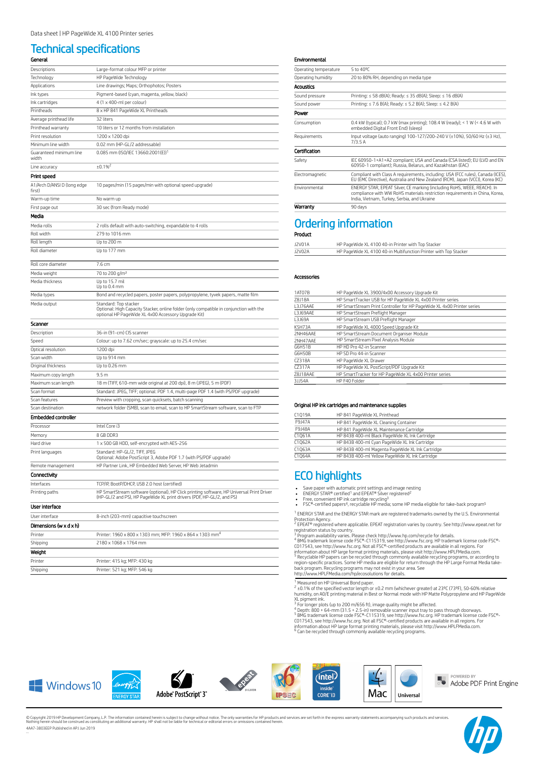# Technical specifications

## General

| | |
|---|---|
| Descriptions | Large-format colour MFP or printer |
| Technology | HP PageWide Technology |
| Applications | Line drawings; Maps; Orthophotos; Posters |
| Ink types | Pigment-based (cyan, magenta, yellow, black) |
| Ink cartridges | 4 (1 x 400-ml per colour) |
| Printheads | 8 x HP 841 PageWide XL Printheads |
| Average printhead life | 32 liters |
| Printhead warranty | 10 liters or 12 months from installation |
| Print resolution | 1200 x 1200 dpi |
| Minimum line width | 0.02 mm (HP-GL/2 addressable) |
| Guaranteed minimum line width | 0.085 mm (ISO/IEC 13660:2001(E))[1] |
| Line accuracy | ±0.1%[2] |

## Print speed

| | |
|---|---|
| A1/Arch D/ANSI D (long edge first) | 10 pages/min (15 pages/min with optional speed upgrade) |
| Warm-up time | No warm up |
| First page out | 30 sec (from Ready mode) |

## Media

| | |
|---|---|
| Media rolls | 2 rolls default with auto-switching, expandable to 4 rolls |
| Roll width | 279 to 1016 mm |
| Roll length | Up to 200 m |
| Roll diameter | Up to 177 mm |
| Roll core diameter | 7.6 cm |
| Media weight | 70 to 200 g/m² |
| Media thickness | Up to 15.7 mil<br>Up to 0.4 mm |
| Media types | Bond and recycled papers, poster papers, polypropylene, tyvek papers, matte film |
| Media output | Standard: Top stacker<br>Optional: High Capacity Stacker, online folder (only compatible in conjunction with the optional HP PageWide XL 4x00 Accessory Upgrade Kit) |

## Scanner

| | |
|---|---|
| Description | 36-in (91-cm) CIS scanner |
| Speed | Colour: up to 7.62 cm/sec; grayscale: up to 25.4 cm/sec |
| Optical resolution | 1200 dpi |
| Scan width | Up to 914 mm |
| Original thickness | Up to 0.26 mm |
| Maximum copy length | 9.5 m |
| Maximum scan length | 18 m (TIFF, 610-mm wide original at 200 dpi), 8 m (JPEG), 5 m (PDF) |
| Scan format | Standard: JPEG, TIFF; optional: PDF 1.4, multi-page PDF 1.4 (with PS/PDF upgrade) |
| Scan features | Preview with cropping, scan quicksets, batch scanning |
| Scan destination | network folder (SMB), scan to email, scan to HP SmartStream software, scan to FTP |

## Embedded controller

| | |
|---|---|
| Processor | Intel Core i3 |
| Memory | 8 GB DDR3 |
| Hard drive | 1 x 500 GB HDD, self-encrypted with AES-256 |
| Print languages | Standard: HP-GL/2, TIFF, JPEG<br>Optional: Adobe PostScript 3, Adobe PDF 1.7 (with PS/PDF upgrade) |
| Remote management | HP Partner Link, HP Embedded Web Server, HP Web Jetadmin |

## Connectivity

| | |
|---|---|
| Interfaces | TCP/IP, BootP/DHCP, USB 2.0 host (certified) |
| Printing paths | HP SmartStream software (optional), HP Click printing software, HP Universal Print Driver (HP-GL/2 and PS), HP PageWide XL print drivers (PDF, HP-GL/2, and PS) |

## User interface

| | |
|---|---|
| User interface | 8-inch (203-mm) capacitive touchscreen |

## Dimensions (w x d x h)

| | |
|---|---|
| Printer | Printer: 1960 x 800 x 1303 mm; MFP: 1960 x 864 x 1303 mm[4] |
| Shipping | 2180 x 1068 x 1764 mm |

## Weight

| | |
|---|---|
| Printer | Printer: 415 kg; MFP: 430 kg |
| Shipping | Printer: 521 kg; MFP: 546 kg |

## Environmental

| | |
|---|---|
| Operating temperature | 5 to 40ºC |
| Operating humidity | 20 to 80% RH, depending on media type |

## Acoustics

| | |
|---|---|
| Sound pressure | Printing: ≤ 58 dB(A); Ready: ≤ 35 dB(A); Sleep: ≤ 16 dB(A) |
| Sound power | Printing: ≤ 7.6 B(A); Ready: ≤ 5.2 B(A); Sleep: ≤ 4.2 B(A) |

## Power

| | |
|---|---|
| Consumption | 0.4 kW (typical); 0.7 kW (max printing); 108.4 W (ready); < 1 W (< 4.6 W with embedded Digital Front End) (sleep) |
| Requirements | Input voltage (auto ranging) 100-127/200-240 V (±10%), 50/60 Hz (±3 Hz), 7/3.5 A |

## Certification

| | |
|---|---|
| Safety | IEC 60950-1+A1+A2 compliant; USA and Canada (CSA listed); EU (LVD and EN 60950-1 compliant); Russia, Belarus, and Kazakhstan (EAC) |
| Electromagnetic | Compliant with Class A requirements, including: USA (FCC rules), Canada (ICES), EU (EMC Directive), Australia and New Zealand (RCM), Japan (VCCI), Korea (KC) |
| Environmental | ENERGY STAR, EPEAT Silver, CE marking (including RoHS, WEEE, REACH). In compliance with WW RoHS materials restriction requirements in China, Korea, India, Vietnam, Turkey, Serbia, and Ukraine |

## Warranty

| | |
|---|---|
| Warranty | 90 days |

# Ordering information

## Product

| | |
|---|---|
| J2V01A | HP PageWide XL 4100 40-in Printer with Top Stacker |
| J2V02A | HP PageWide XL 4100 40-in Multifunction Printer with Top Stacker |

## Accessories

| | |
|---|---|
| 1AT07B | HP PageWide XL 3900/4x00 Accessory Upgrade Kit |
| Z8J18A | HP SmartTracker USB for HP PageWide XL 4x00 Printer series |
| L3J76AAE | HP SmartStream Print Controller for HP PageWide XL 4x00 Printer series |
| L3J69AAE | HP SmartStream Preflight Manager |
| L3J69A | HP SmartStream USB Preflight Manager |
| K5H73A | HP PageWide XL 4000 Speed Upgrade Kit |
| 2NH46AAE | HP SmartStream Document Organiser Module |
| 2NH47AAE | HP SmartStream Pixel Analysis Module |
| G6H51B | HP HD Pro 42-in Scanner |
| G6H50B | HP SD Pro 44-in Scanner |
| CZ318A | HP PageWide XL Drawer |
| CZ317A | HP PageWide XL PostScript/PDF Upgrade Kit |
| Z8J18AAE | HP SmartTracker for HP PageWide XL 4x00 Printer series |
| 3JJ54A | HP F40 Folder |

## Original HP ink cartridges and maintenance supplies

| | |
|---|---|
| C1Q19A | HP 841 PageWide XL Printhead |
| F9J47A | HP 841 PageWide XL Cleaning Container |
| F9J48A | HP 841 PageWide XL Maintenance Cartridge |
| C1Q61A | HP 843B 400-ml Black PageWide XL Ink Cartridge |
| C1Q62A | HP 843B 400-ml Cyan PageWide XL Ink Cartridge |
| C1Q63A | HP 843B 400-ml Magenta PageWide XL Ink Cartridge |
| C1Q64A | HP 843B 400-ml Yellow PageWide XL Ink Cartridge |

# ECO highlights

- Save paper with automatic print settings and image nesting
- ENERGY STAR® certified[1] and EPEAT® Silver registered[2]
- Free, convenient HP ink cartridge recycling[3]
- FSC®-certified papers[4], recyclable HP media; some HP media eligible for take-back program[5]

[1] ENERGY STAR and the ENERGY STAR mark are registered trademarks owned by the U.S. Environmental Protection Agency.
[2] EPEAT® registered where applicable. EPEAT registration varies by country. See http://www.epeat.net for registration status by country.
[3] Program availability varies. Please check http://www.hp.com/recycle for details.
[4] BMG trademark license code FSC®-C115319, see http://www.fsc.org. HP trademark license code FSC®-C017543, see http://www.fsc.org. Not all FSC®-certified products are available in all regions. For information about HP large format printing materials, please visit http://www.HPLFMedia.com.
[5] Recyclable HP papers can be recycled through commonly available recycling programs, or according to region-specific practices. Some HP media are eligible for return through the HP Large Format Media take-back program. Recycling programs may not exist in your area. See http://www.HPLFMedia.com/hp/ecosolutions for details.

[1] Measured on HP Universal Bond paper.
[2] ±0.1% of the specified vector length or ±0.2 mm (whichever greater) at 23ºC (73ºF), 50-60% relative humidity, on A0/E printing material in Best or Normal mode with HP Matte Polypropylene and HP PageWide XL pigment ink.
[3] For longer plots (up to 200 m/656 ft), image quality might be affected.
[4] Depth: 800 + 64-mm (31.5 + 2.5-in) removable scanner input tray to pass through doorways.
[5] BMG trademark license code FSC®-C115319, see http://www.fsc.org. HP trademark license code FSC®-C017543, see http://www.fsc.org. Not all FSC®-certified products are available in all regions. For information about HP large format printing materials, please visit http://www.HPLFMedia.com.
[6] Can be recycled through commonly available recycling programs.

Windows 10 | ENERGY STAR | Adobe PostScript 3 | epeat SILVER | IPv6 IPSEC | intel inside CORE i3 | Mac | Universal | POWERED BY Adobe PDF Print Engine

© Copyright 2019 HP Development Company, L.P. The information contained herein is subject to change without notice. The only warranties for HP products and services are set forth in the express warranty statements accompanying such products and services. Nothing herein should be construed as constituting an additional warranty. HP shall not be liable for technical or editorial errors or omissions contained herein.

4AA7-3803EEP Published in APJ Jun 2019